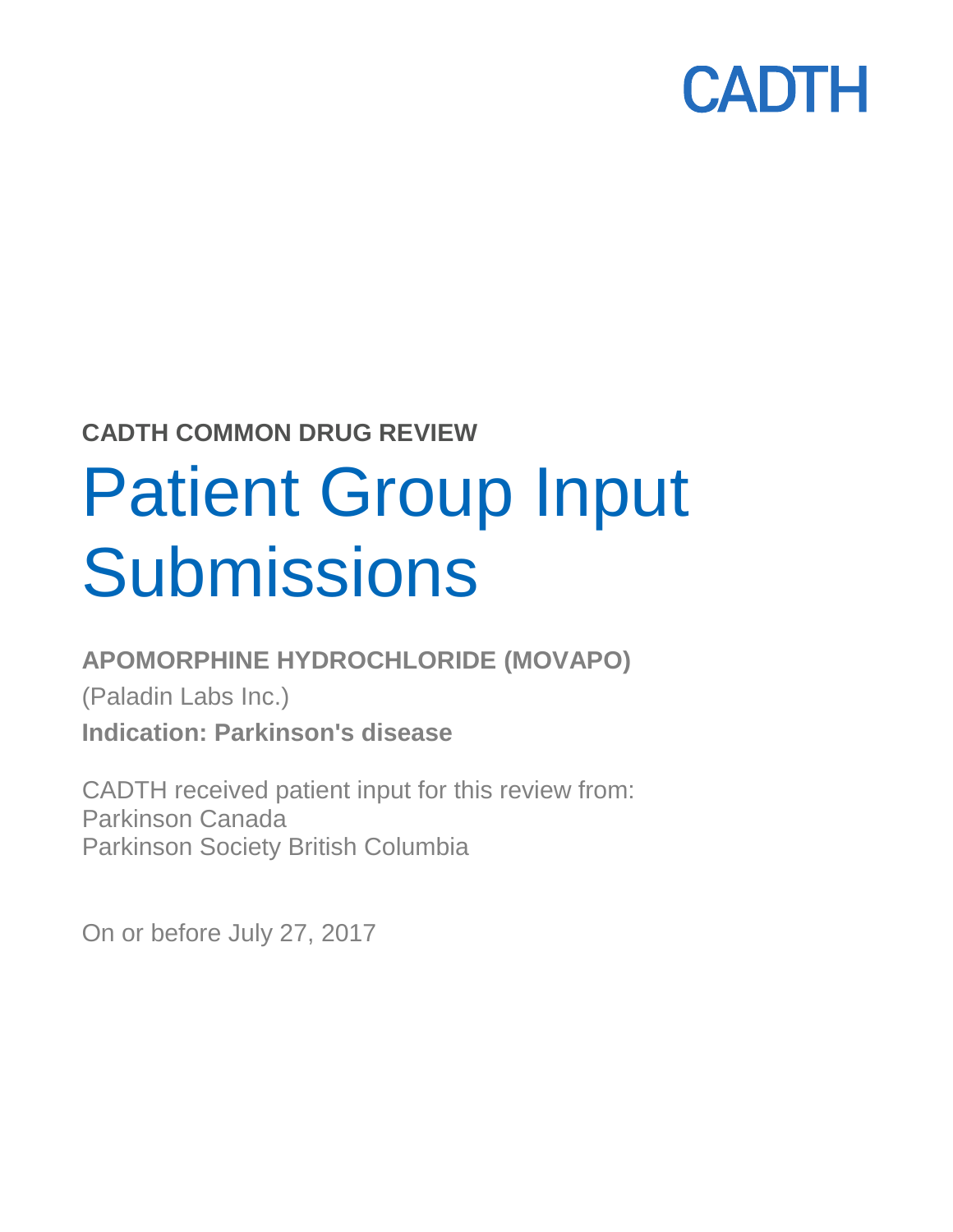CADTH

**CADTH COMMON DRUG REVIEW**

# Patient Group Input Submissions

**APOMORPHINE HYDROCHLORIDE (MOVAPO)**

(Paladin Labs Inc.)

**Indication: Parkinson's disease**

CADTH received patient input for this review from:
Parkinson Canada
Parkinson Society British Columbia

On or before July 27, 2017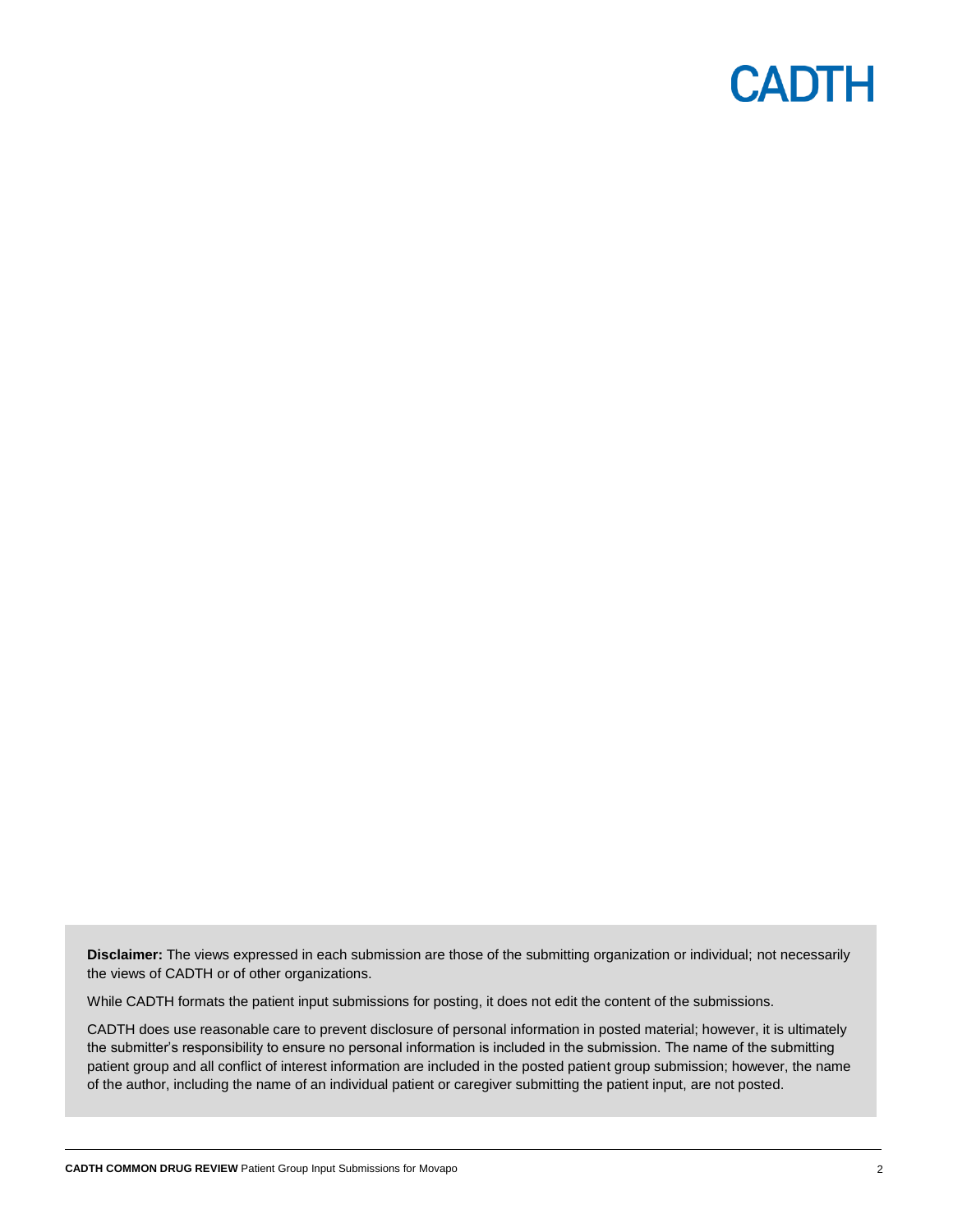**Disclaimer:** The views expressed in each submission are those of the submitting organization or individual; not necessarily the views of CADTH or of other organizations.

While CADTH formats the patient input submissions for posting, it does not edit the content of the submissions.

CADTH does use reasonable care to prevent disclosure of personal information in posted material; however, it is ultimately the submitter's responsibility to ensure no personal information is included in the submission. The name of the submitting patient group and all conflict of interest information are included in the posted patient group submission; however, the name of the author, including the name of an individual patient or caregiver submitting the patient input, are not posted.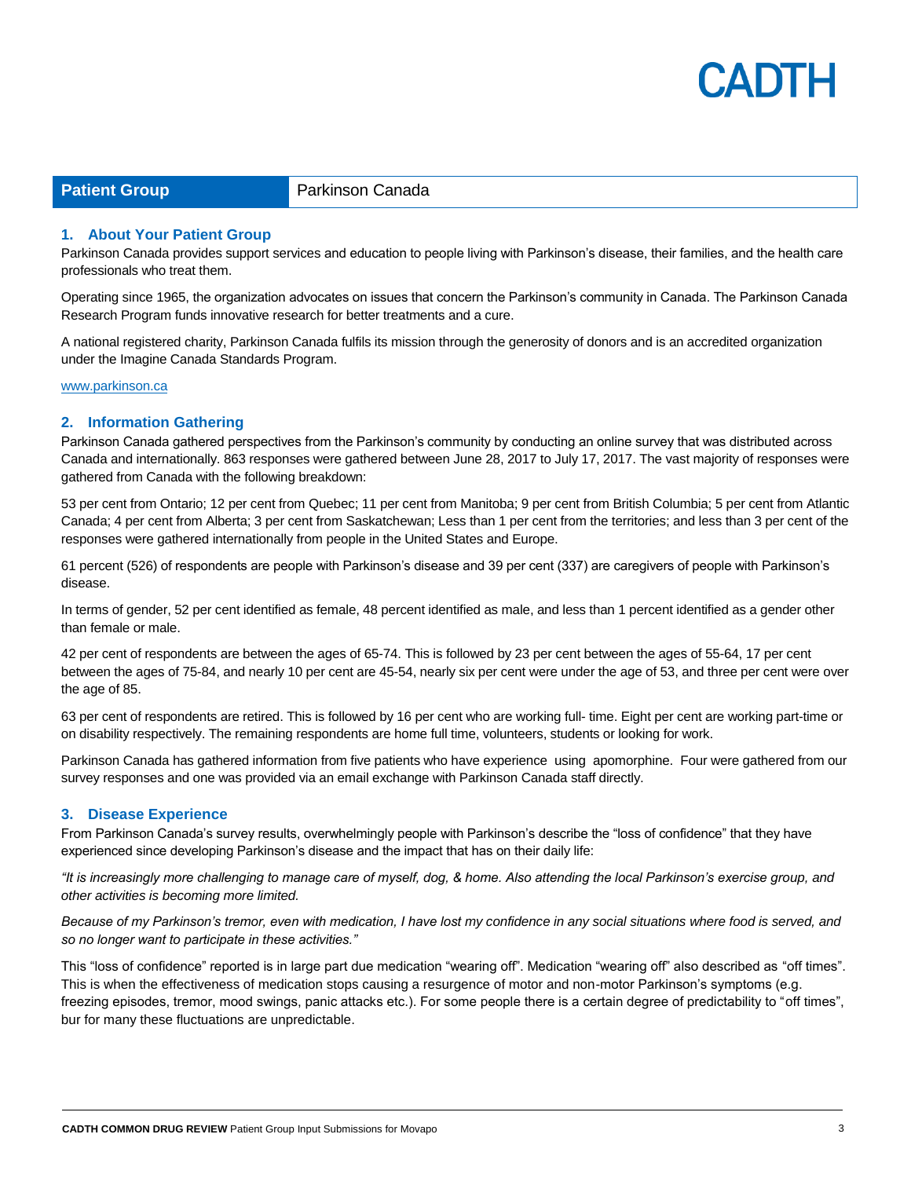| **Patient Group** | Parkinson Canada |
| --- | --- |

## 1. About Your Patient Group

Parkinson Canada provides support services and education to people living with Parkinson's disease, their families, and the health care professionals who treat them.

Operating since 1965, the organization advocates on issues that concern the Parkinson's community in Canada. The Parkinson Canada Research Program funds innovative research for better treatments and a cure.

A national registered charity, Parkinson Canada fulfils its mission through the generosity of donors and is an accredited organization under the Imagine Canada Standards Program.

www.parkinson.ca

## 2. Information Gathering

Parkinson Canada gathered perspectives from the Parkinson's community by conducting an online survey that was distributed across Canada and internationally. 863 responses were gathered between June 28, 2017 to July 17, 2017. The vast majority of responses were gathered from Canada with the following breakdown:

53 per cent from Ontario; 12 per cent from Quebec; 11 per cent from Manitoba; 9 per cent from British Columbia; 5 per cent from Atlantic Canada; 4 per cent from Alberta; 3 per cent from Saskatchewan; Less than 1 per cent from the territories; and less than 3 per cent of the responses were gathered internationally from people in the United States and Europe.

61 percent (526) of respondents are people with Parkinson's disease and 39 per cent (337) are caregivers of people with Parkinson's disease.

In terms of gender, 52 per cent identified as female, 48 percent identified as male, and less than 1 percent identified as a gender other than female or male.

42 per cent of respondents are between the ages of 65-74. This is followed by 23 per cent between the ages of 55-64, 17 per cent between the ages of 75-84, and nearly 10 per cent are 45-54, nearly six per cent were under the age of 53, and three per cent were over the age of 85.

63 per cent of respondents are retired. This is followed by 16 per cent who are working full- time. Eight per cent are working part-time or on disability respectively. The remaining respondents are home full time, volunteers, students or looking for work.

Parkinson Canada has gathered information from five patients who have experience using apomorphine. Four were gathered from our survey responses and one was provided via an email exchange with Parkinson Canada staff directly.

## 3. Disease Experience

From Parkinson Canada's survey results, overwhelmingly people with Parkinson's describe the "loss of confidence" that they have experienced since developing Parkinson's disease and the impact that has on their daily life:

*"It is increasingly more challenging to manage care of myself, dog, & home. Also attending the local Parkinson's exercise group, and other activities is becoming more limited.*

*Because of my Parkinson's tremor, even with medication, I have lost my confidence in any social situations where food is served, and so no longer want to participate in these activities."*

This "loss of confidence" reported is in large part due medication "wearing off". Medication "wearing off" also described as "off times". This is when the effectiveness of medication stops causing a resurgence of motor and non-motor Parkinson's symptoms (e.g. freezing episodes, tremor, mood swings, panic attacks etc.). For some people there is a certain degree of predictability to "off times", bur for many these fluctuations are unpredictable.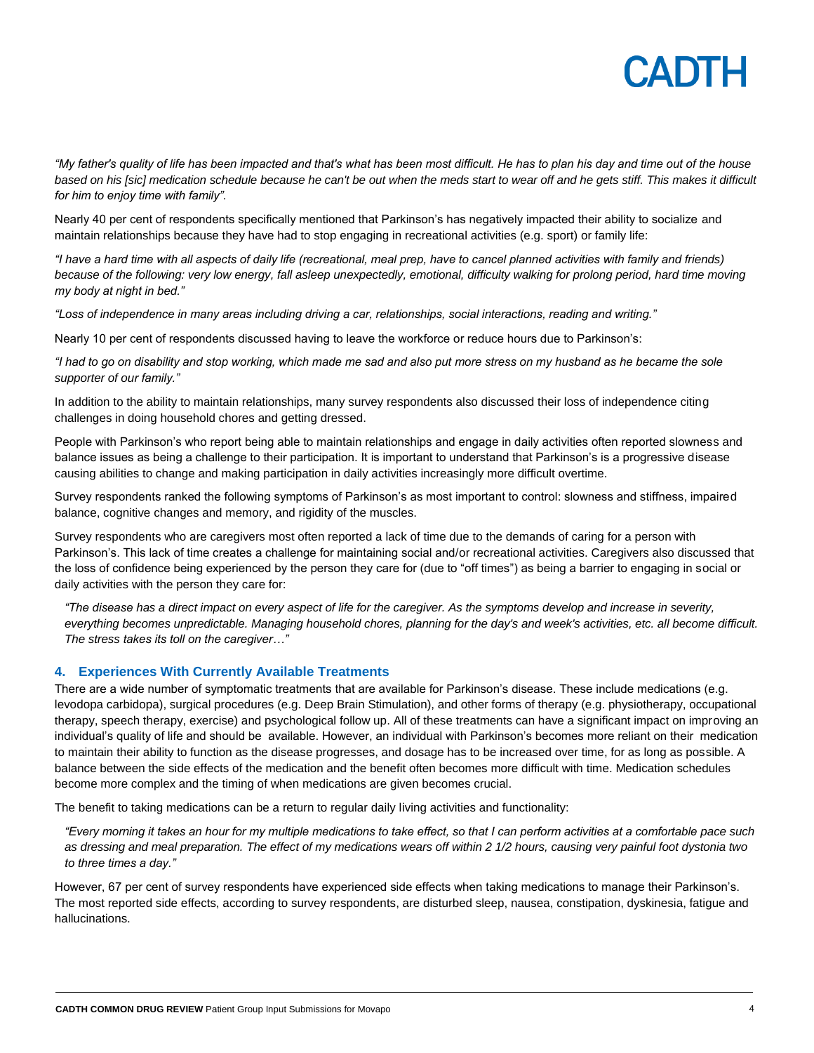*"My father's quality of life has been impacted and that's what has been most difficult. He has to plan his day and time out of the house based on his [sic] medication schedule because he can't be out when the meds start to wear off and he gets stiff. This makes it difficult for him to enjoy time with family".*

Nearly 40 per cent of respondents specifically mentioned that Parkinson's has negatively impacted their ability to socialize and maintain relationships because they have had to stop engaging in recreational activities (e.g. sport) or family life:

*"I have a hard time with all aspects of daily life (recreational, meal prep, have to cancel planned activities with family and friends) because of the following: very low energy, fall asleep unexpectedly, emotional, difficulty walking for prolong period, hard time moving my body at night in bed."*

*"Loss of independence in many areas including driving a car, relationships, social interactions, reading and writing."*

Nearly 10 per cent of respondents discussed having to leave the workforce or reduce hours due to Parkinson's:

*"I had to go on disability and stop working, which made me sad and also put more stress on my husband as he became the sole supporter of our family."*

In addition to the ability to maintain relationships, many survey respondents also discussed their loss of independence citing challenges in doing household chores and getting dressed.

People with Parkinson's who report being able to maintain relationships and engage in daily activities often reported slowness and balance issues as being a challenge to their participation. It is important to understand that Parkinson's is a progressive disease causing abilities to change and making participation in daily activities increasingly more difficult overtime.

Survey respondents ranked the following symptoms of Parkinson's as most important to control: slowness and stiffness, impaired balance, cognitive changes and memory, and rigidity of the muscles.

Survey respondents who are caregivers most often reported a lack of time due to the demands of caring for a person with Parkinson's. This lack of time creates a challenge for maintaining social and/or recreational activities. Caregivers also discussed that the loss of confidence being experienced by the person they care for (due to "off times") as being a barrier to engaging in social or daily activities with the person they care for:

> *"The disease has a direct impact on every aspect of life for the caregiver. As the symptoms develop and increase in severity, everything becomes unpredictable. Managing household chores, planning for the day's and week's activities, etc. all become difficult. The stress takes its toll on the caregiver…"*

## 4. Experiences With Currently Available Treatments

There are a wide number of symptomatic treatments that are available for Parkinson's disease. These include medications (e.g. levodopa carbidopa), surgical procedures (e.g. Deep Brain Stimulation), and other forms of therapy (e.g. physiotherapy, occupational therapy, speech therapy, exercise) and psychological follow up. All of these treatments can have a significant impact on improving an individual's quality of life and should be available. However, an individual with Parkinson's becomes more reliant on their medication to maintain their ability to function as the disease progresses, and dosage has to be increased over time, for as long as possible. A balance between the side effects of the medication and the benefit often becomes more difficult with time. Medication schedules become more complex and the timing of when medications are given becomes crucial.

The benefit to taking medications can be a return to regular daily living activities and functionality:

> *"Every morning it takes an hour for my multiple medications to take effect, so that I can perform activities at a comfortable pace such as dressing and meal preparation. The effect of my medications wears off within 2 1/2 hours, causing very painful foot dystonia two to three times a day."*

However, 67 per cent of survey respondents have experienced side effects when taking medications to manage their Parkinson's. The most reported side effects, according to survey respondents, are disturbed sleep, nausea, constipation, dyskinesia, fatigue and hallucinations.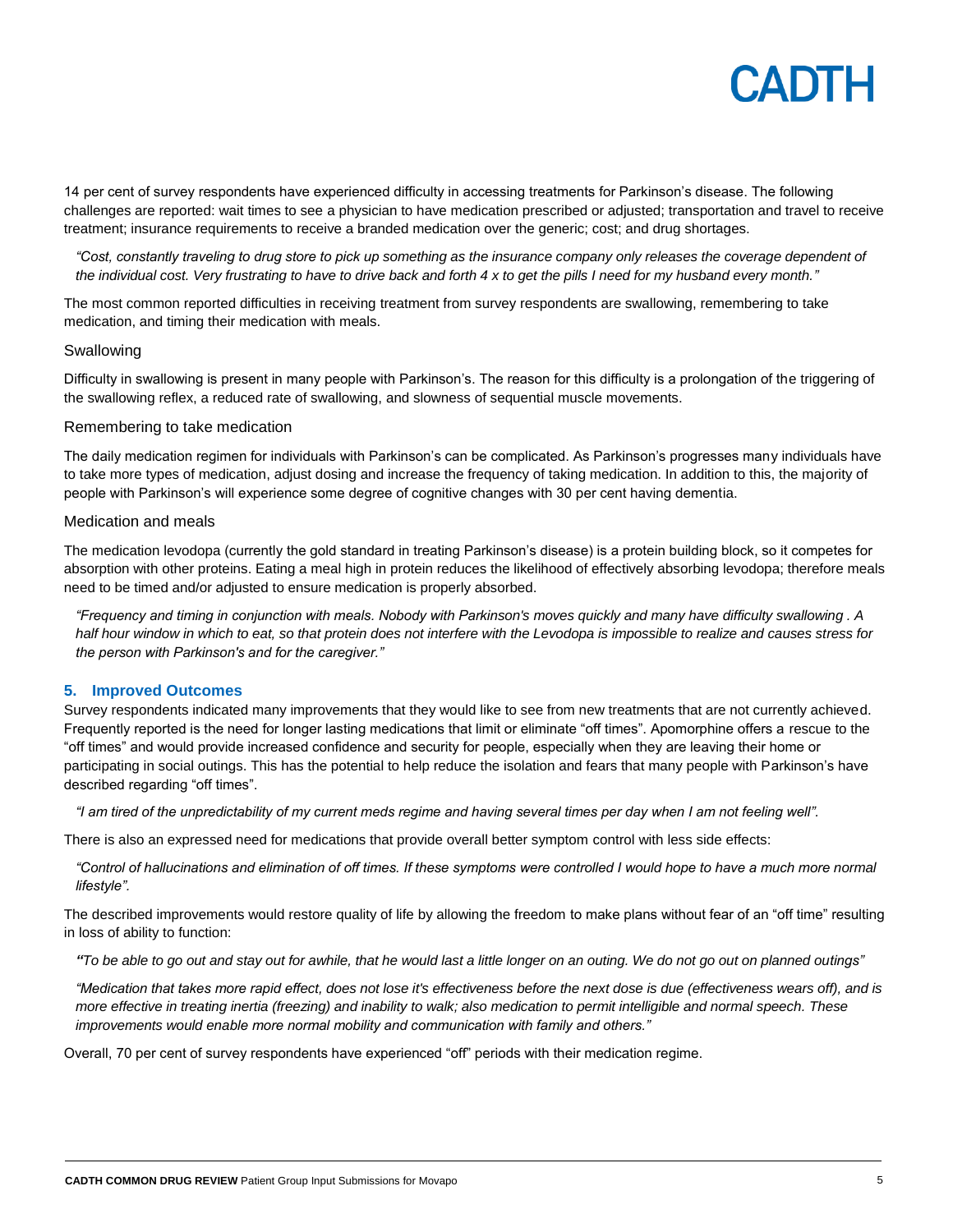14 per cent of survey respondents have experienced difficulty in accessing treatments for Parkinson's disease. The following challenges are reported: wait times to see a physician to have medication prescribed or adjusted; transportation and travel to receive treatment; insurance requirements to receive a branded medication over the generic; cost; and drug shortages.

> *"Cost, constantly traveling to drug store to pick up something as the insurance company only releases the coverage dependent of the individual cost. Very frustrating to have to drive back and forth 4 x to get the pills I need for my husband every month."*

The most common reported difficulties in receiving treatment from survey respondents are swallowing, remembering to take medication, and timing their medication with meals.

### Swallowing

Difficulty in swallowing is present in many people with Parkinson's. The reason for this difficulty is a prolongation of the triggering of the swallowing reflex, a reduced rate of swallowing, and slowness of sequential muscle movements.

### Remembering to take medication

The daily medication regimen for individuals with Parkinson's can be complicated. As Parkinson's progresses many individuals have to take more types of medication, adjust dosing and increase the frequency of taking medication. In addition to this, the majority of people with Parkinson's will experience some degree of cognitive changes with 30 per cent having dementia.

### Medication and meals

The medication levodopa (currently the gold standard in treating Parkinson's disease) is a protein building block, so it competes for absorption with other proteins. Eating a meal high in protein reduces the likelihood of effectively absorbing levodopa; therefore meals need to be timed and/or adjusted to ensure medication is properly absorbed.

> *"Frequency and timing in conjunction with meals. Nobody with Parkinson's moves quickly and many have difficulty swallowing . A half hour window in which to eat, so that protein does not interfere with the Levodopa is impossible to realize and causes stress for the person with Parkinson's and for the caregiver."*

## 5. Improved Outcomes

Survey respondents indicated many improvements that they would like to see from new treatments that are not currently achieved. Frequently reported is the need for longer lasting medications that limit or eliminate "off times". Apomorphine offers a rescue to the "off times" and would provide increased confidence and security for people, especially when they are leaving their home or participating in social outings. This has the potential to help reduce the isolation and fears that many people with Parkinson's have described regarding "off times".

> *"I am tired of the unpredictability of my current meds regime and having several times per day when I am not feeling well".*

There is also an expressed need for medications that provide overall better symptom control with less side effects:

> *"Control of hallucinations and elimination of off times. If these symptoms were controlled I would hope to have a much more normal lifestyle".*

The described improvements would restore quality of life by allowing the freedom to make plans without fear of an "off time" resulting in loss of ability to function:

> *"To be able to go out and stay out for awhile, that he would last a little longer on an outing. We do not go out on planned outings"*

> *"Medication that takes more rapid effect, does not lose it's effectiveness before the next dose is due (effectiveness wears off), and is more effective in treating inertia (freezing) and inability to walk; also medication to permit intelligible and normal speech. These improvements would enable more normal mobility and communication with family and others."*

Overall, 70 per cent of survey respondents have experienced "off" periods with their medication regime.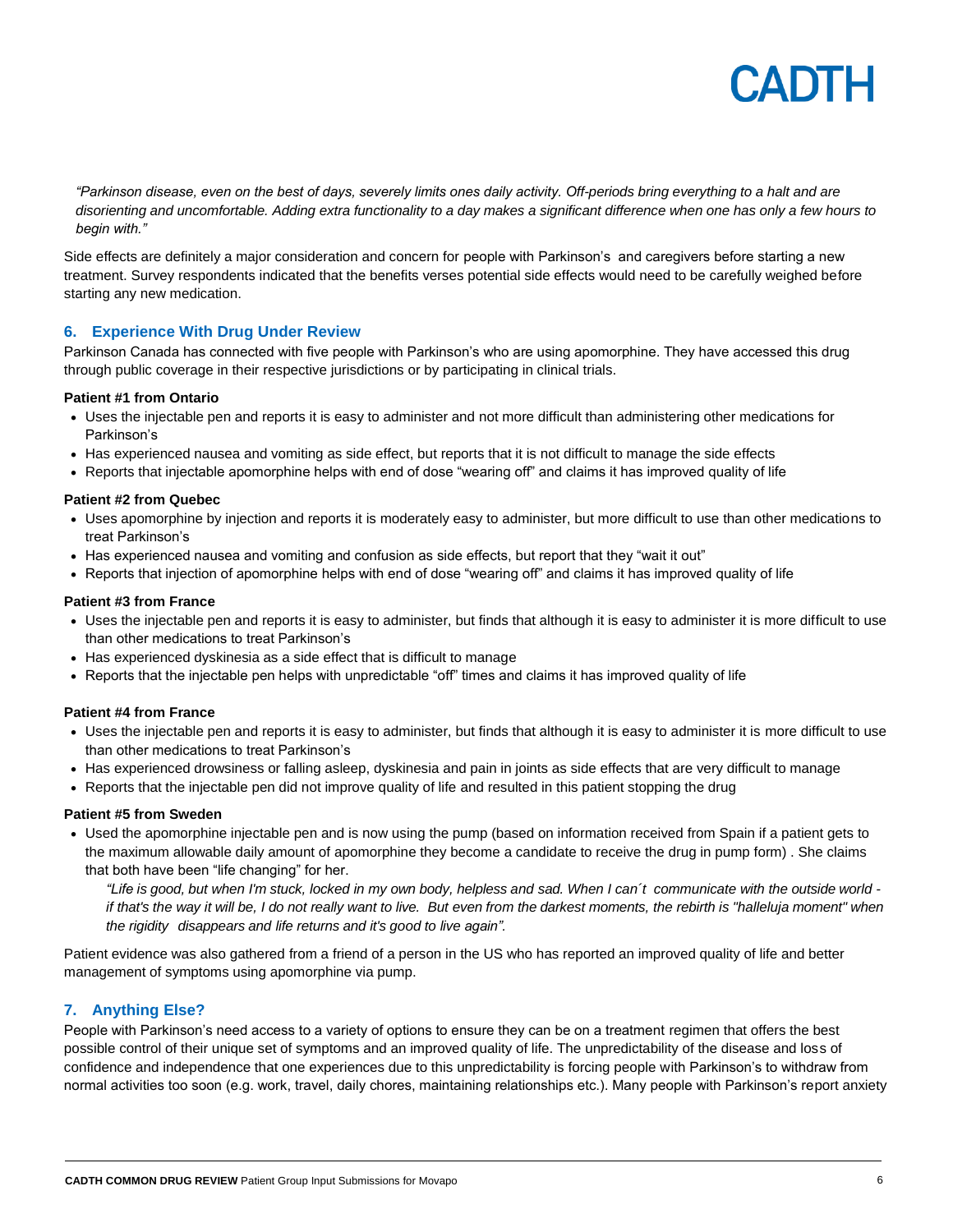*"Parkinson disease, even on the best of days, severely limits ones daily activity. Off-periods bring everything to a halt and are disorienting and uncomfortable. Adding extra functionality to a day makes a significant difference when one has only a few hours to begin with."*

Side effects are definitely a major consideration and concern for people with Parkinson's and caregivers before starting a new treatment. Survey respondents indicated that the benefits verses potential side effects would need to be carefully weighed before starting any new medication.

## 6. Experience With Drug Under Review

Parkinson Canada has connected with five people with Parkinson's who are using apomorphine. They have accessed this drug through public coverage in their respective jurisdictions or by participating in clinical trials.

**Patient #1 from Ontario**

- Uses the injectable pen and reports it is easy to administer and not more difficult than administering other medications for Parkinson's
- Has experienced nausea and vomiting as side effect, but reports that it is not difficult to manage the side effects
- Reports that injectable apomorphine helps with end of dose "wearing off" and claims it has improved quality of life

**Patient #2 from Quebec**

- Uses apomorphine by injection and reports it is moderately easy to administer, but more difficult to use than other medications to treat Parkinson's
- Has experienced nausea and vomiting and confusion as side effects, but report that they "wait it out"
- Reports that injection of apomorphine helps with end of dose "wearing off" and claims it has improved quality of life

**Patient #3 from France**

- Uses the injectable pen and reports it is easy to administer, but finds that although it is easy to administer it is more difficult to use than other medications to treat Parkinson's
- Has experienced dyskinesia as a side effect that is difficult to manage
- Reports that the injectable pen helps with unpredictable "off" times and claims it has improved quality of life

**Patient #4 from France**

- Uses the injectable pen and reports it is easy to administer, but finds that although it is easy to administer it is more difficult to use than other medications to treat Parkinson's
- Has experienced drowsiness or falling asleep, dyskinesia and pain in joints as side effects that are very difficult to manage
- Reports that the injectable pen did not improve quality of life and resulted in this patient stopping the drug

**Patient #5 from Sweden**

- Used the apomorphine injectable pen and is now using the pump (based on information received from Spain if a patient gets to the maximum allowable daily amount of apomorphine they become a candidate to receive the drug in pump form) . She claims that both have been "life changing" for her.

  *"Life is good, but when I'm stuck, locked in my own body, helpless and sad. When I can´t communicate with the outside world - if that's the way it will be, I do not really want to live. But even from the darkest moments, the rebirth is "halleluja moment" when the rigidity disappears and life returns and it's good to live again".*

Patient evidence was also gathered from a friend of a person in the US who has reported an improved quality of life and better management of symptoms using apomorphine via pump.

## 7. Anything Else?

People with Parkinson's need access to a variety of options to ensure they can be on a treatment regimen that offers the best possible control of their unique set of symptoms and an improved quality of life. The unpredictability of the disease and loss of confidence and independence that one experiences due to this unpredictability is forcing people with Parkinson's to withdraw from normal activities too soon (e.g. work, travel, daily chores, maintaining relationships etc.). Many people with Parkinson's report anxiety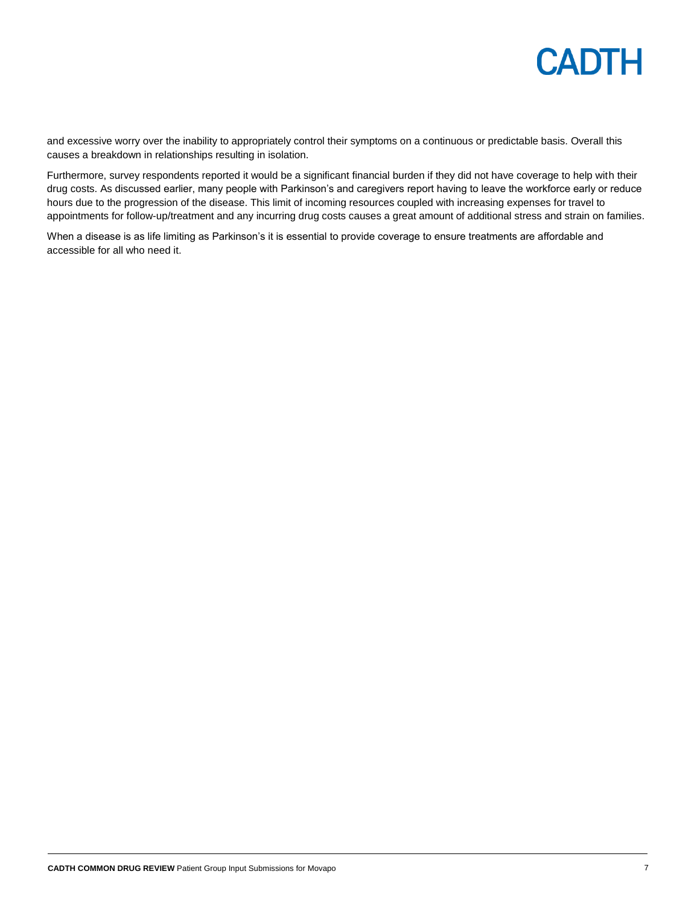and excessive worry over the inability to appropriately control their symptoms on a continuous or predictable basis. Overall this causes a breakdown in relationships resulting in isolation.

Furthermore, survey respondents reported it would be a significant financial burden if they did not have coverage to help with their drug costs. As discussed earlier, many people with Parkinson's and caregivers report having to leave the workforce early or reduce hours due to the progression of the disease. This limit of incoming resources coupled with increasing expenses for travel to appointments for follow-up/treatment and any incurring drug costs causes a great amount of additional stress and strain on families.

When a disease is as life limiting as Parkinson's it is essential to provide coverage to ensure treatments are affordable and accessible for all who need it.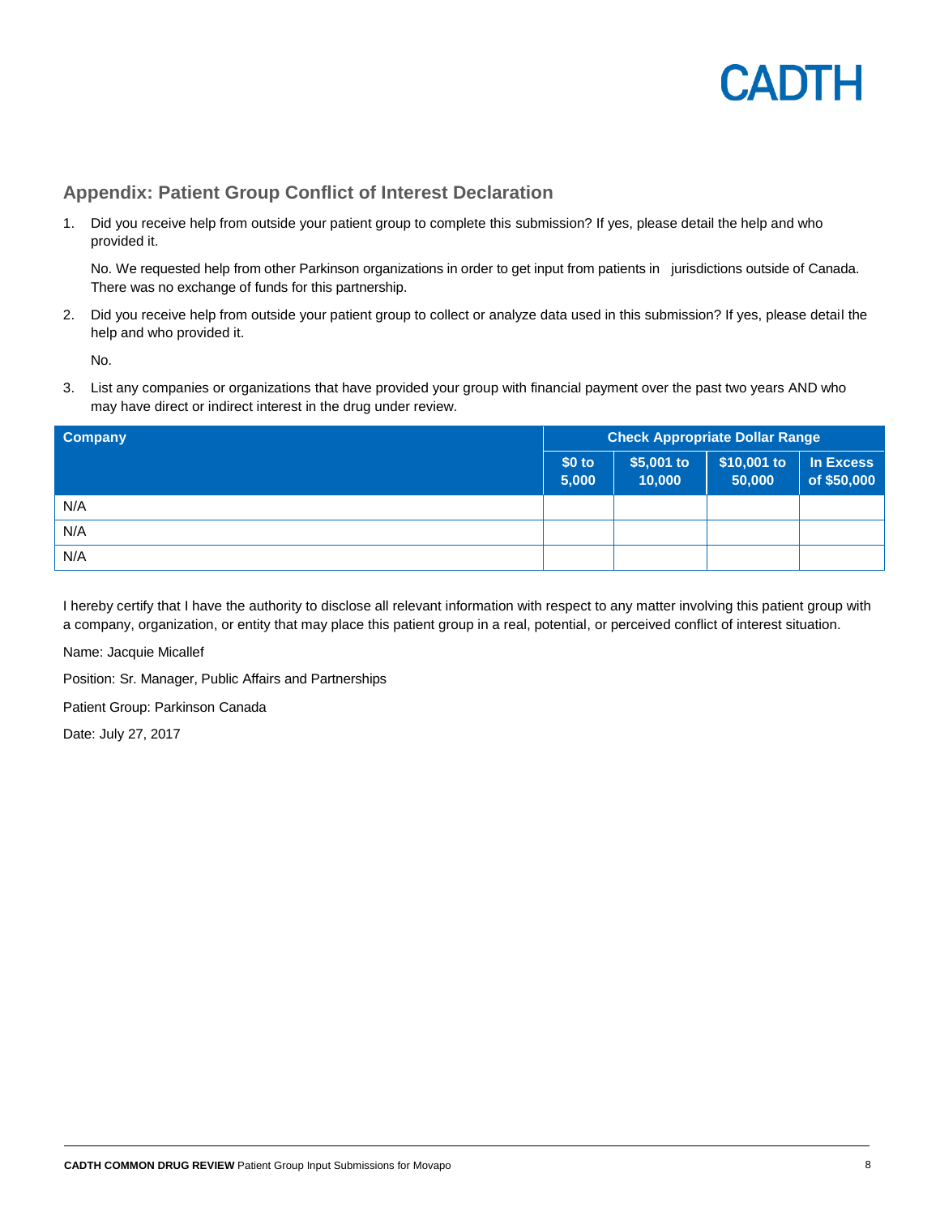## Appendix: Patient Group Conflict of Interest Declaration

1. Did you receive help from outside your patient group to complete this submission? If yes, please detail the help and who provided it.

   No. We requested help from other Parkinson organizations in order to get input from patients in jurisdictions outside of Canada. There was no exchange of funds for this partnership.

2. Did you receive help from outside your patient group to collect or analyze data used in this submission? If yes, please detail the help and who provided it.

   No.

3. List any companies or organizations that have provided your group with financial payment over the past two years AND who may have direct or indirect interest in the drug under review.

| Company | Check Appropriate Dollar Range | | | |
|---|---|---|---|---|
| | $0 to 5,000 | $5,001 to 10,000 | $10,001 to 50,000 | In Excess of $50,000 |
| N/A | | | | |
| N/A | | | | |
| N/A | | | | |

I hereby certify that I have the authority to disclose all relevant information with respect to any matter involving this patient group with a company, organization, or entity that may place this patient group in a real, potential, or perceived conflict of interest situation.

Name: Jacquie Micallef

Position: Sr. Manager, Public Affairs and Partnerships

Patient Group: Parkinson Canada

Date: July 27, 2017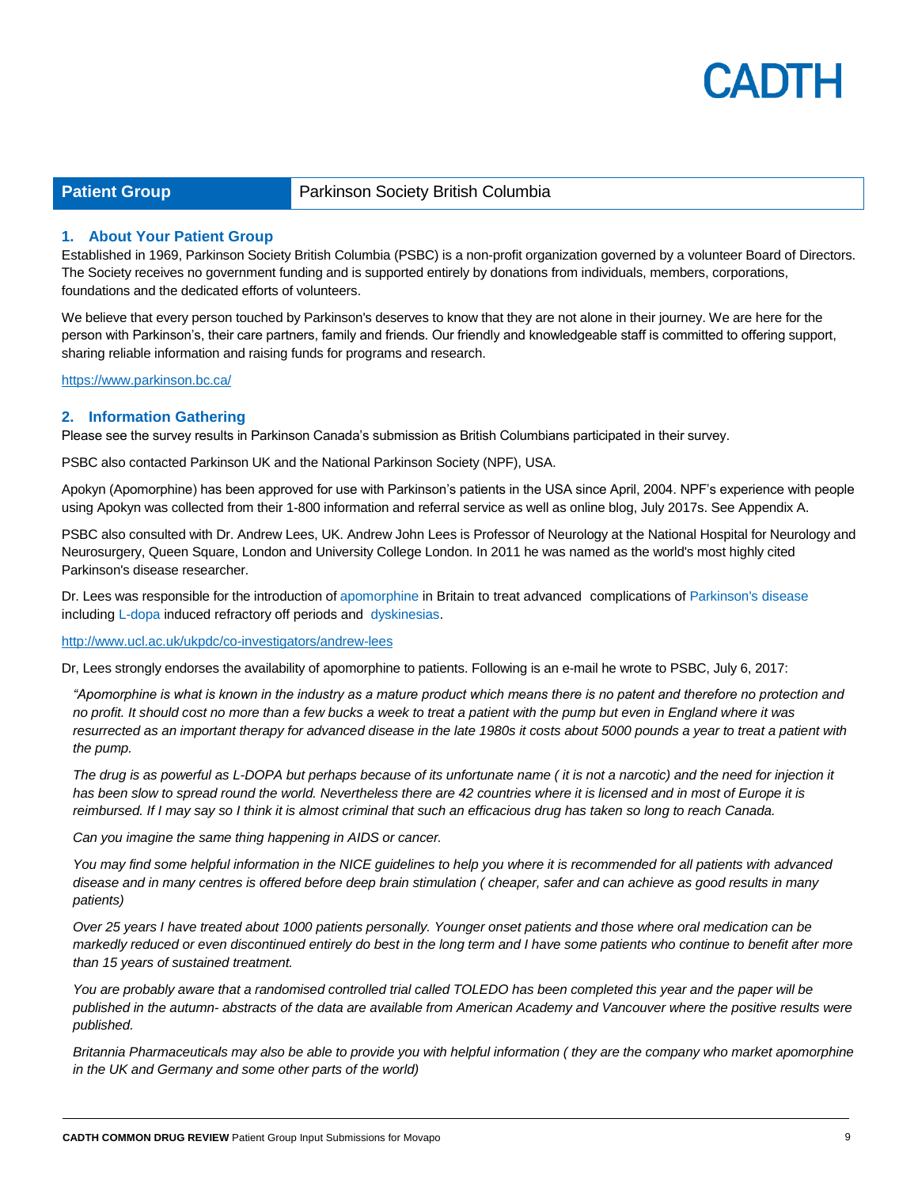| Patient Group | Parkinson Society British Columbia |
|---|---|

## 1. About Your Patient Group

Established in 1969, Parkinson Society British Columbia (PSBC) is a non-profit organization governed by a volunteer Board of Directors. The Society receives no government funding and is supported entirely by donations from individuals, members, corporations, foundations and the dedicated efforts of volunteers.

We believe that every person touched by Parkinson's deserves to know that they are not alone in their journey. We are here for the person with Parkinson's, their care partners, family and friends. Our friendly and knowledgeable staff is committed to offering support, sharing reliable information and raising funds for programs and research.

https://www.parkinson.bc.ca/

## 2. Information Gathering

Please see the survey results in Parkinson Canada's submission as British Columbians participated in their survey.

PSBC also contacted Parkinson UK and the National Parkinson Society (NPF), USA.

Apokyn (Apomorphine) has been approved for use with Parkinson's patients in the USA since April, 2004. NPF's experience with people using Apokyn was collected from their 1-800 information and referral service as well as online blog, July 2017s. See Appendix A.

PSBC also consulted with Dr. Andrew Lees, UK. Andrew John Lees is Professor of Neurology at the National Hospital for Neurology and Neurosurgery, Queen Square, London and University College London. In 2011 he was named as the world's most highly cited Parkinson's disease researcher.

Dr. Lees was responsible for the introduction of apomorphine in Britain to treat advanced complications of Parkinson's disease including L-dopa induced refractory off periods and dyskinesias.

http://www.ucl.ac.uk/ukpdc/co-investigators/andrew-lees

Dr, Lees strongly endorses the availability of apomorphine to patients. Following is an e-mail he wrote to PSBC, July 6, 2017:

> *"Apomorphine is what is known in the industry as a mature product which means there is no patent and therefore no protection and no profit. It should cost no more than a few bucks a week to treat a patient with the pump but even in England where it was resurrected as an important therapy for advanced disease in the late 1980s it costs about 5000 pounds a year to treat a patient with the pump.*
>
> *The drug is as powerful as L-DOPA but perhaps because of its unfortunate name ( it is not a narcotic) and the need for injection it has been slow to spread round the world. Nevertheless there are 42 countries where it is licensed and in most of Europe it is reimbursed. If I may say so I think it is almost criminal that such an efficacious drug has taken so long to reach Canada.*
>
> *Can you imagine the same thing happening in AIDS or cancer.*
>
> *You may find some helpful information in the NICE guidelines to help you where it is recommended for all patients with advanced disease and in many centres is offered before deep brain stimulation ( cheaper, safer and can achieve as good results in many patients)*
>
> *Over 25 years I have treated about 1000 patients personally. Younger onset patients and those where oral medication can be markedly reduced or even discontinued entirely do best in the long term and I have some patients who continue to benefit after more than 15 years of sustained treatment.*
>
> *You are probably aware that a randomised controlled trial called TOLEDO has been completed this year and the paper will be published in the autumn- abstracts of the data are available from American Academy and Vancouver where the positive results were published.*
>
> *Britannia Pharmaceuticals may also be able to provide you with helpful information ( they are the company who market apomorphine in the UK and Germany and some other parts of the world)*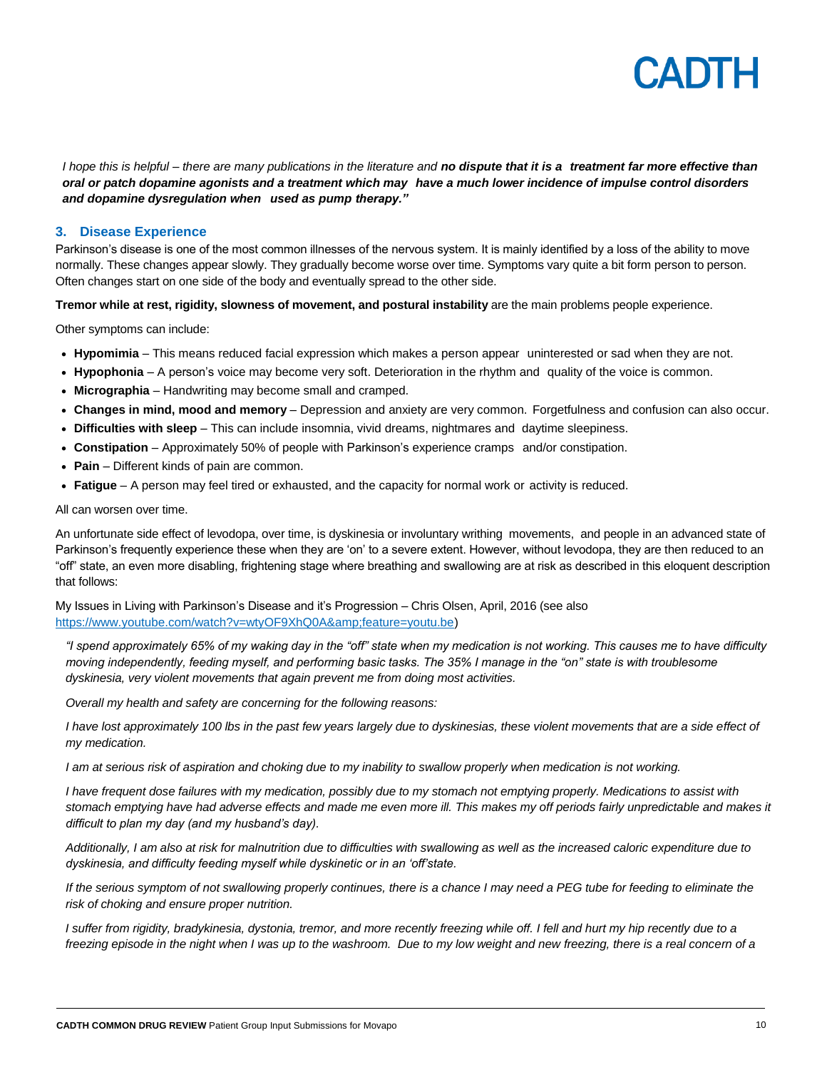*I hope this is helpful – there are many publications in the literature and* ***no dispute that it is a treatment far more effective than oral or patch dopamine agonists and a treatment which may have a much lower incidence of impulse control disorders and dopamine dysregulation when used as pump therapy."***

## 3. Disease Experience

Parkinson's disease is one of the most common illnesses of the nervous system. It is mainly identified by a loss of the ability to move normally. These changes appear slowly. They gradually become worse over time. Symptoms vary quite a bit form person to person. Often changes start on one side of the body and eventually spread to the other side.

**Tremor while at rest, rigidity, slowness of movement, and postural instability** are the main problems people experience.

Other symptoms can include:

- **Hypomimia** – This means reduced facial expression which makes a person appear uninterested or sad when they are not.
- **Hypophonia** – A person's voice may become very soft. Deterioration in the rhythm and quality of the voice is common.
- **Micrographia** – Handwriting may become small and cramped.
- **Changes in mind, mood and memory** – Depression and anxiety are very common. Forgetfulness and confusion can also occur.
- **Difficulties with sleep** – This can include insomnia, vivid dreams, nightmares and daytime sleepiness.
- **Constipation** – Approximately 50% of people with Parkinson's experience cramps and/or constipation.
- **Pain** – Different kinds of pain are common.
- **Fatigue** – A person may feel tired or exhausted, and the capacity for normal work or activity is reduced.

All can worsen over time.

An unfortunate side effect of levodopa, over time, is dyskinesia or involuntary writhing movements, and people in an advanced state of Parkinson's frequently experience these when they are 'on' to a severe extent. However, without levodopa, they are then reduced to an "off" state, an even more disabling, frightening stage where breathing and swallowing are at risk as described in this eloquent description that follows:

My Issues in Living with Parkinson's Disease and it's Progression – Chris Olsen, April, 2016 (see also https://www.youtube.com/watch?v=wtyOF9XhQ0A&amp;feature=youtu.be)

*"I spend approximately 65% of my waking day in the "off" state when my medication is not working. This causes me to have difficulty moving independently, feeding myself, and performing basic tasks. The 35% I manage in the "on" state is with troublesome dyskinesia, very violent movements that again prevent me from doing most activities.*

*Overall my health and safety are concerning for the following reasons:*

*I have lost approximately 100 lbs in the past few years largely due to dyskinesias, these violent movements that are a side effect of my medication.*

*I am at serious risk of aspiration and choking due to my inability to swallow properly when medication is not working.*

*I have frequent dose failures with my medication, possibly due to my stomach not emptying properly. Medications to assist with stomach emptying have had adverse effects and made me even more ill. This makes my off periods fairly unpredictable and makes it difficult to plan my day (and my husband's day).*

*Additionally, I am also at risk for malnutrition due to difficulties with swallowing as well as the increased caloric expenditure due to dyskinesia, and difficulty feeding myself while dyskinetic or in an 'off' state.*

*If the serious symptom of not swallowing properly continues, there is a chance I may need a PEG tube for feeding to eliminate the risk of choking and ensure proper nutrition.*

*I suffer from rigidity, bradykinesia, dystonia, tremor, and more recently freezing while off. I fell and hurt my hip recently due to a freezing episode in the night when I was up to the washroom. Due to my low weight and new freezing, there is a real concern of a*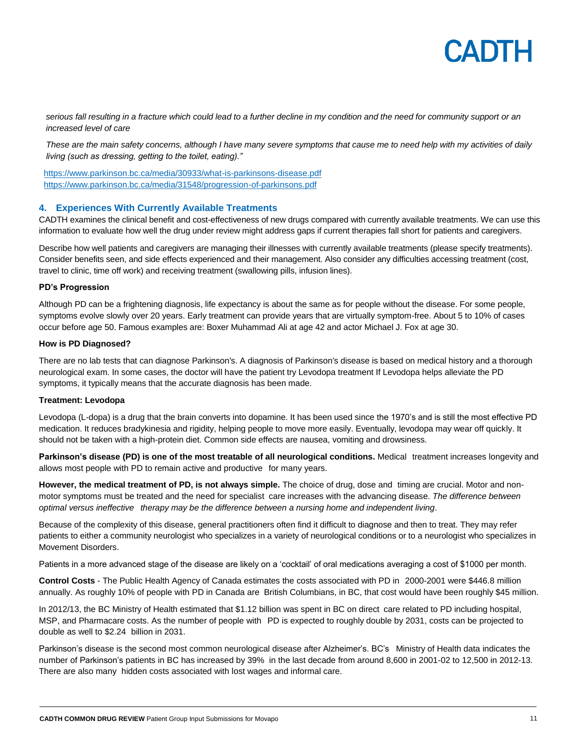*serious fall resulting in a fracture which could lead to a further decline in my condition and the need for community support or an increased level of care*

*These are the main safety concerns, although I have many severe symptoms that cause me to need help with my activities of daily living (such as dressing, getting to the toilet, eating)."*

https://www.parkinson.bc.ca/media/30933/what-is-parkinsons-disease.pdf
https://www.parkinson.bc.ca/media/31548/progression-of-parkinsons.pdf

## 4. Experiences With Currently Available Treatments

CADTH examines the clinical benefit and cost-effectiveness of new drugs compared with currently available treatments. We can use this information to evaluate how well the drug under review might address gaps if current therapies fall short for patients and caregivers.

Describe how well patients and caregivers are managing their illnesses with currently available treatments (please specify treatments). Consider benefits seen, and side effects experienced and their management. Also consider any difficulties accessing treatment (cost, travel to clinic, time off work) and receiving treatment (swallowing pills, infusion lines).

**PD's Progression**

Although PD can be a frightening diagnosis, life expectancy is about the same as for people without the disease. For some people, symptoms evolve slowly over 20 years. Early treatment can provide years that are virtually symptom-free. About 5 to 10% of cases occur before age 50. Famous examples are: Boxer Muhammad Ali at age 42 and actor Michael J. Fox at age 30.

**How is PD Diagnosed?**

There are no lab tests that can diagnose Parkinson's. A diagnosis of Parkinson's disease is based on medical history and a thorough neurological exam. In some cases, the doctor will have the patient try Levodopa treatment If Levodopa helps alleviate the PD symptoms, it typically means that the accurate diagnosis has been made.

**Treatment: Levodopa**

Levodopa (L-dopa) is a drug that the brain converts into dopamine. It has been used since the 1970's and is still the most effective PD medication. It reduces bradykinesia and rigidity, helping people to move more easily. Eventually, levodopa may wear off quickly. It should not be taken with a high-protein diet. Common side effects are nausea, vomiting and drowsiness.

**Parkinson's disease (PD) is one of the most treatable of all neurological conditions.** Medical treatment increases longevity and allows most people with PD to remain active and productive for many years.

**However, the medical treatment of PD, is not always simple.** The choice of drug, dose and timing are crucial. Motor and non-motor symptoms must be treated and the need for specialist care increases with the advancing disease. *The difference between optimal versus ineffective therapy may be the difference between a nursing home and independent living*.

Because of the complexity of this disease, general practitioners often find it difficult to diagnose and then to treat. They may refer patients to either a community neurologist who specializes in a variety of neurological conditions or to a neurologist who specializes in Movement Disorders.

Patients in a more advanced stage of the disease are likely on a 'cocktail' of oral medications averaging a cost of $1000 per month.

**Control Costs** - The Public Health Agency of Canada estimates the costs associated with PD in 2000-2001 were $446.8 million annually. As roughly 10% of people with PD in Canada are British Columbians, in BC, that cost would have been roughly $45 million.

In 2012/13, the BC Ministry of Health estimated that $1.12 billion was spent in BC on direct care related to PD including hospital, MSP, and Pharmacare costs. As the number of people with PD is expected to roughly double by 2031, costs can be projected to double as well to $2.24 billion in 2031.

Parkinson's disease is the second most common neurological disease after Alzheimer's. BC's Ministry of Health data indicates the number of Parkinson's patients in BC has increased by 39% in the last decade from around 8,600 in 2001-02 to 12,500 in 2012-13. There are also many hidden costs associated with lost wages and informal care.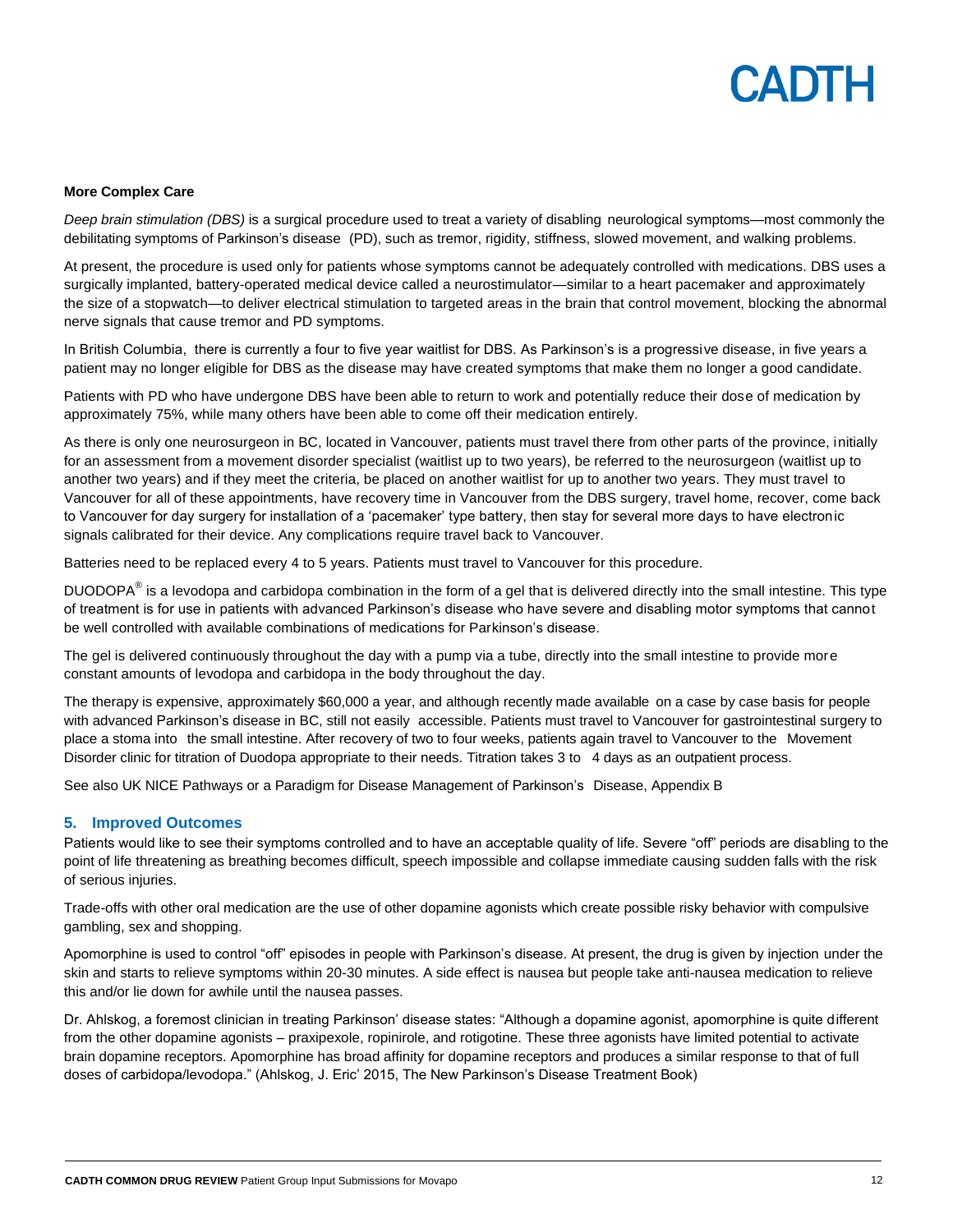**More Complex Care**

*Deep brain stimulation (DBS)* is a surgical procedure used to treat a variety of disabling neurological symptoms—most commonly the debilitating symptoms of Parkinson's disease (PD), such as tremor, rigidity, stiffness, slowed movement, and walking problems.

At present, the procedure is used only for patients whose symptoms cannot be adequately controlled with medications. DBS uses a surgically implanted, battery-operated medical device called a neurostimulator—similar to a heart pacemaker and approximately the size of a stopwatch—to deliver electrical stimulation to targeted areas in the brain that control movement, blocking the abnormal nerve signals that cause tremor and PD symptoms.

In British Columbia, there is currently a four to five year waitlist for DBS. As Parkinson's is a progressive disease, in five years a patient may no longer eligible for DBS as the disease may have created symptoms that make them no longer a good candidate.

Patients with PD who have undergone DBS have been able to return to work and potentially reduce their dose of medication by approximately 75%, while many others have been able to come off their medication entirely.

As there is only one neurosurgeon in BC, located in Vancouver, patients must travel there from other parts of the province, initially for an assessment from a movement disorder specialist (waitlist up to two years), be referred to the neurosurgeon (waitlist up to another two years) and if they meet the criteria, be placed on another waitlist for up to another two years. They must travel to Vancouver for all of these appointments, have recovery time in Vancouver from the DBS surgery, travel home, recover, come back to Vancouver for day surgery for installation of a 'pacemaker' type battery, then stay for several more days to have electronic signals calibrated for their device. Any complications require travel back to Vancouver.

Batteries need to be replaced every 4 to 5 years. Patients must travel to Vancouver for this procedure.

DUODOPA® is a levodopa and carbidopa combination in the form of a gel that is delivered directly into the small intestine. This type of treatment is for use in patients with advanced Parkinson's disease who have severe and disabling motor symptoms that cannot be well controlled with available combinations of medications for Parkinson's disease.

The gel is delivered continuously throughout the day with a pump via a tube, directly into the small intestine to provide more constant amounts of levodopa and carbidopa in the body throughout the day.

The therapy is expensive, approximately $60,000 a year, and although recently made available on a case by case basis for people with advanced Parkinson's disease in BC, still not easily accessible. Patients must travel to Vancouver for gastrointestinal surgery to place a stoma into the small intestine. After recovery of two to four weeks, patients again travel to Vancouver to the Movement Disorder clinic for titration of Duodopa appropriate to their needs. Titration takes 3 to 4 days as an outpatient process.

See also UK NICE Pathways or a Paradigm for Disease Management of Parkinson's Disease, Appendix B

## 5. Improved Outcomes

Patients would like to see their symptoms controlled and to have an acceptable quality of life. Severe "off" periods are disabling to the point of life threatening as breathing becomes difficult, speech impossible and collapse immediate causing sudden falls with the risk of serious injuries.

Trade-offs with other oral medication are the use of other dopamine agonists which create possible risky behavior with compulsive gambling, sex and shopping.

Apomorphine is used to control "off" episodes in people with Parkinson's disease. At present, the drug is given by injection under the skin and starts to relieve symptoms within 20-30 minutes. A side effect is nausea but people take anti-nausea medication to relieve this and/or lie down for awhile until the nausea passes.

Dr. Ahlskog, a foremost clinician in treating Parkinson' disease states: "Although a dopamine agonist, apomorphine is quite different from the other dopamine agonists – praxipexole, ropinirole, and rotigotine. These three agonists have limited potential to activate brain dopamine receptors. Apomorphine has broad affinity for dopamine receptors and produces a similar response to that of full doses of carbidopa/levodopa." (Ahlskog, J. Eric' 2015, The New Parkinson's Disease Treatment Book)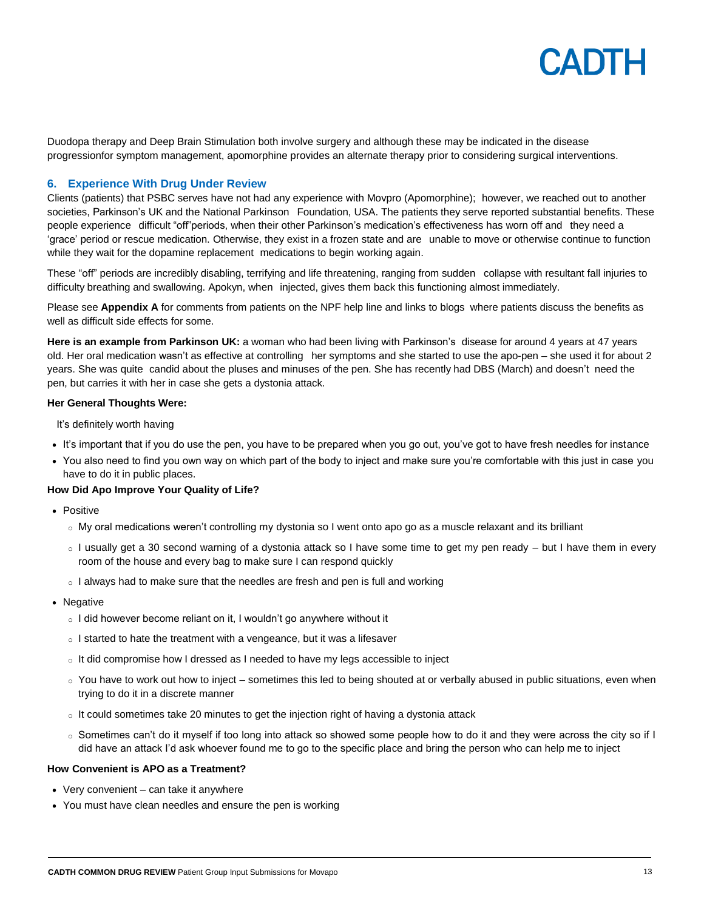Duodopa therapy and Deep Brain Stimulation both involve surgery and although these may be indicated in the disease progressionfor symptom management, apomorphine provides an alternate therapy prior to considering surgical interventions.

## 6. Experience With Drug Under Review

Clients (patients) that PSBC serves have not had any experience with Movpro (Apomorphine); however, we reached out to another societies, Parkinson's UK and the National Parkinson Foundation, USA. The patients they serve reported substantial benefits. These people experience difficult "off"periods, when their other Parkinson's medication's effectiveness has worn off and they need a 'grace' period or rescue medication. Otherwise, they exist in a frozen state and are unable to move or otherwise continue to function while they wait for the dopamine replacement medications to begin working again.

These "off" periods are incredibly disabling, terrifying and life threatening, ranging from sudden collapse with resultant fall injuries to difficulty breathing and swallowing. Apokyn, when injected, gives them back this functioning almost immediately.

Please see **Appendix A** for comments from patients on the NPF help line and links to blogs where patients discuss the benefits as well as difficult side effects for some.

**Here is an example from Parkinson UK:** a woman who had been living with Parkinson's disease for around 4 years at 47 years old. Her oral medication wasn't as effective at controlling her symptoms and she started to use the apo-pen – she used it for about 2 years. She was quite candid about the pluses and minuses of the pen. She has recently had DBS (March) and doesn't need the pen, but carries it with her in case she gets a dystonia attack.

**Her General Thoughts Were:**

It's definitely worth having

- It's important that if you do use the pen, you have to be prepared when you go out, you've got to have fresh needles for instance
- You also need to find you own way on which part of the body to inject and make sure you're comfortable with this just in case you have to do it in public places.

**How Did Apo Improve Your Quality of Life?**

- Positive
  - My oral medications weren't controlling my dystonia so I went onto apo go as a muscle relaxant and its brilliant
  - I usually get a 30 second warning of a dystonia attack so I have some time to get my pen ready – but I have them in every room of the house and every bag to make sure I can respond quickly
  - I always had to make sure that the needles are fresh and pen is full and working
- Negative
  - I did however become reliant on it, I wouldn't go anywhere without it
  - I started to hate the treatment with a vengeance, but it was a lifesaver
  - It did compromise how I dressed as I needed to have my legs accessible to inject
  - You have to work out how to inject – sometimes this led to being shouted at or verbally abused in public situations, even when trying to do it in a discrete manner
  - It could sometimes take 20 minutes to get the injection right of having a dystonia attack
  - Sometimes can't do it myself if too long into attack so showed some people how to do it and they were across the city so if I did have an attack I'd ask whoever found me to go to the specific place and bring the person who can help me to inject

**How Convenient is APO as a Treatment?**

- Very convenient – can take it anywhere
- You must have clean needles and ensure the pen is working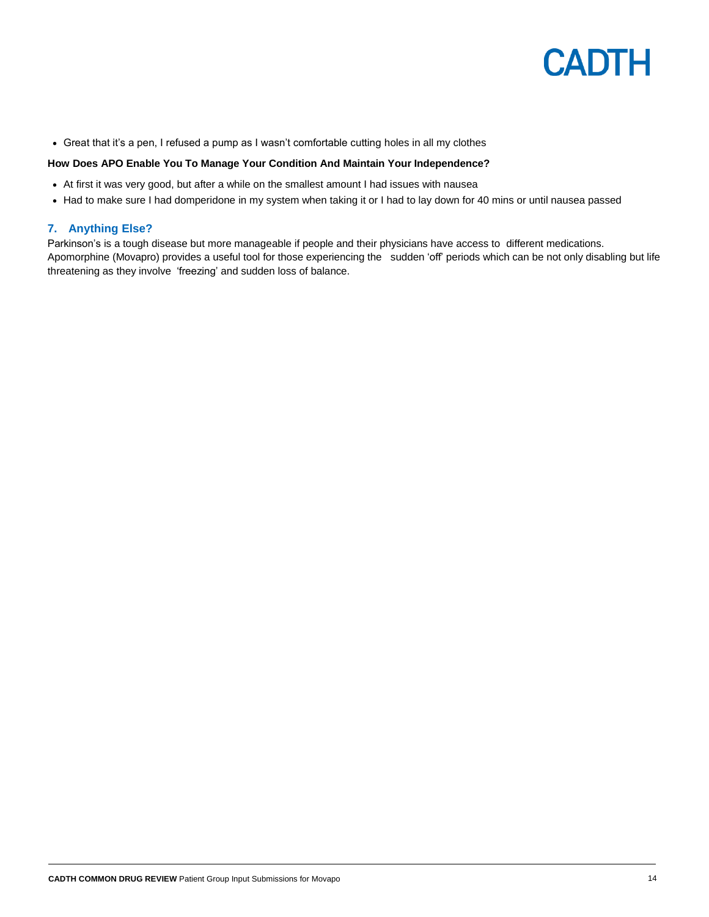- Great that it's a pen, I refused a pump as I wasn't comfortable cutting holes in all my clothes

**How Does APO Enable You To Manage Your Condition And Maintain Your Independence?**

- At first it was very good, but after a while on the smallest amount I had issues with nausea
- Had to make sure I had domperidone in my system when taking it or I had to lay down for 40 mins or until nausea passed

## 7. Anything Else?

Parkinson's is a tough disease but more manageable if people and their physicians have access to different medications. Apomorphine (Movapro) provides a useful tool for those experiencing the sudden 'off' periods which can be not only disabling but life threatening as they involve 'freezing' and sudden loss of balance.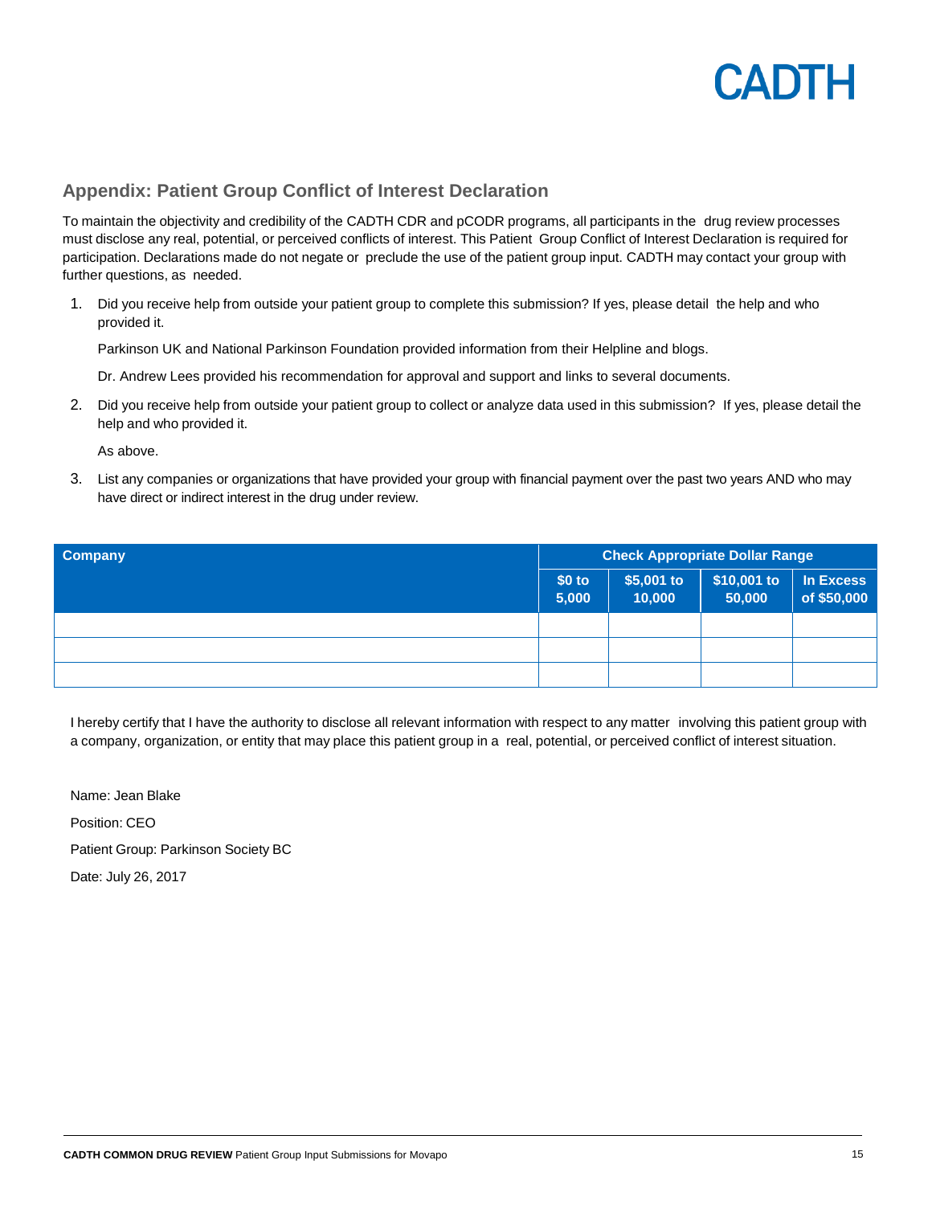## Appendix: Patient Group Conflict of Interest Declaration

To maintain the objectivity and credibility of the CADTH CDR and pCODR programs, all participants in the drug review processes must disclose any real, potential, or perceived conflicts of interest. This Patient Group Conflict of Interest Declaration is required for participation. Declarations made do not negate or preclude the use of the patient group input. CADTH may contact your group with further questions, as needed.

1. Did you receive help from outside your patient group to complete this submission? If yes, please detail the help and who provided it.

   Parkinson UK and National Parkinson Foundation provided information from their Helpline and blogs.

   Dr. Andrew Lees provided his recommendation for approval and support and links to several documents.

2. Did you receive help from outside your patient group to collect or analyze data used in this submission? If yes, please detail the help and who provided it.

   As above.

3. List any companies or organizations that have provided your group with financial payment over the past two years AND who may have direct or indirect interest in the drug under review.

| Company | Check Appropriate Dollar Range | | | |
|---|---|---|---|---|
| | $0 to 5,000 | $5,001 to 10,000 | $10,001 to 50,000 | In Excess of $50,000 |
| | | | | |
| | | | | |
| | | | | |

I hereby certify that I have the authority to disclose all relevant information with respect to any matter involving this patient group with a company, organization, or entity that may place this patient group in a real, potential, or perceived conflict of interest situation.

Name: Jean Blake

Position: CEO

Patient Group: Parkinson Society BC

Date: July 26, 2017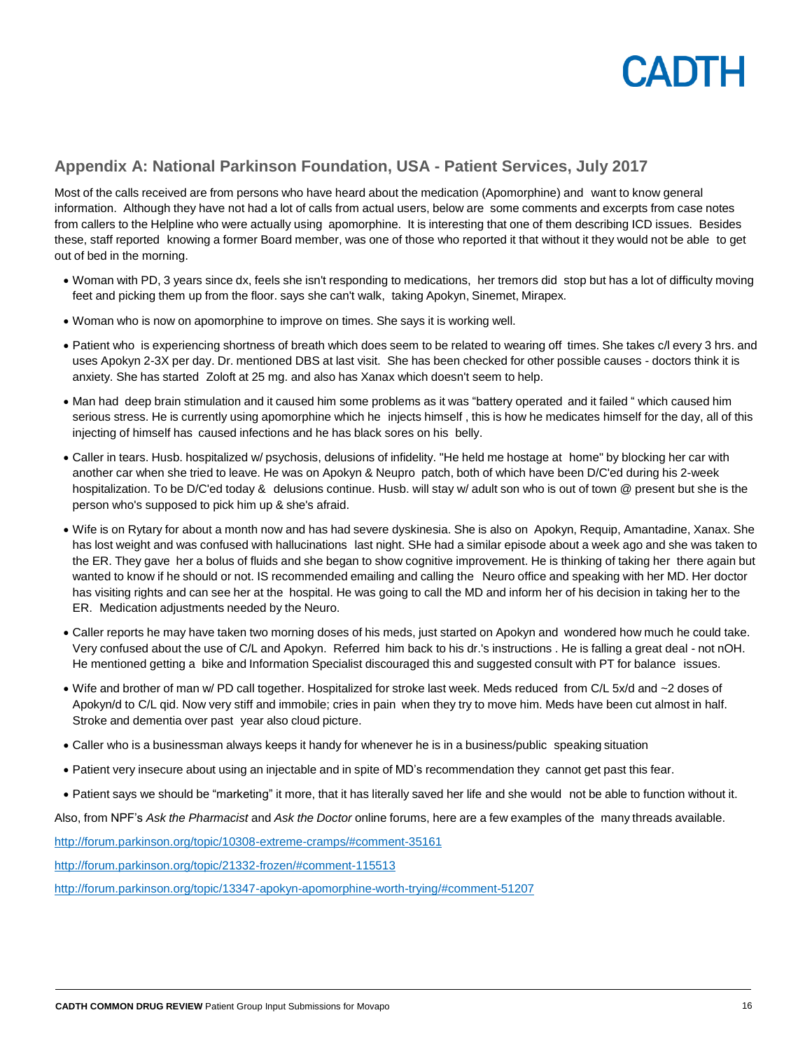## Appendix A: National Parkinson Foundation, USA - Patient Services, July 2017

Most of the calls received are from persons who have heard about the medication (Apomorphine) and want to know general information. Although they have not had a lot of calls from actual users, below are some comments and excerpts from case notes from callers to the Helpline who were actually using apomorphine. It is interesting that one of them describing ICD issues. Besides these, staff reported knowing a former Board member, was one of those who reported it that without it they would not be able to get out of bed in the morning.

- Woman with PD, 3 years since dx, feels she isn't responding to medications, her tremors did stop but has a lot of difficulty moving feet and picking them up from the floor. says she can't walk, taking Apokyn, Sinemet, Mirapex.
- Woman who is now on apomorphine to improve on times. She says it is working well.
- Patient who is experiencing shortness of breath which does seem to be related to wearing off times. She takes c/l every 3 hrs. and uses Apokyn 2-3X per day. Dr. mentioned DBS at last visit. She has been checked for other possible causes - doctors think it is anxiety. She has started Zoloft at 25 mg. and also has Xanax which doesn't seem to help.
- Man had deep brain stimulation and it caused him some problems as it was "battery operated and it failed " which caused him serious stress. He is currently using apomorphine which he injects himself , this is how he medicates himself for the day, all of this injecting of himself has caused infections and he has black sores on his belly.
- Caller in tears. Husb. hospitalized w/ psychosis, delusions of infidelity. "He held me hostage at home" by blocking her car with another car when she tried to leave. He was on Apokyn & Neupro patch, both of which have been D/C'ed during his 2-week hospitalization. To be D/C'ed today & delusions continue. Husb. will stay w/ adult son who is out of town @ present but she is the person who's supposed to pick him up & she's afraid.
- Wife is on Rytary for about a month now and has had severe dyskinesia. She is also on Apokyn, Requip, Amantadine, Xanax. She has lost weight and was confused with hallucinations last night. SHe had a similar episode about a week ago and she was taken to the ER. They gave her a bolus of fluids and she began to show cognitive improvement. He is thinking of taking her there again but wanted to know if he should or not. IS recommended emailing and calling the Neuro office and speaking with her MD. Her doctor has visiting rights and can see her at the hospital. He was going to call the MD and inform her of his decision in taking her to the ER. Medication adjustments needed by the Neuro.
- Caller reports he may have taken two morning doses of his meds, just started on Apokyn and wondered how much he could take. Very confused about the use of C/L and Apokyn. Referred him back to his dr.'s instructions . He is falling a great deal - not nOH. He mentioned getting a bike and Information Specialist discouraged this and suggested consult with PT for balance issues.
- Wife and brother of man w/ PD call together. Hospitalized for stroke last week. Meds reduced from C/L 5x/d and ~2 doses of Apokyn/d to C/L qid. Now very stiff and immobile; cries in pain when they try to move him. Meds have been cut almost in half. Stroke and dementia over past year also cloud picture.
- Caller who is a businessman always keeps it handy for whenever he is in a business/public speaking situation
- Patient very insecure about using an injectable and in spite of MD's recommendation they cannot get past this fear.
- Patient says we should be "marketing" it more, that it has literally saved her life and she would not be able to function without it.

Also, from NPF's *Ask the Pharmacist* and *Ask the Doctor* online forums, here are a few examples of the many threads available.

http://forum.parkinson.org/topic/10308-extreme-cramps/#comment-35161

http://forum.parkinson.org/topic/21332-frozen/#comment-115513

http://forum.parkinson.org/topic/13347-apokyn-apomorphine-worth-trying/#comment-51207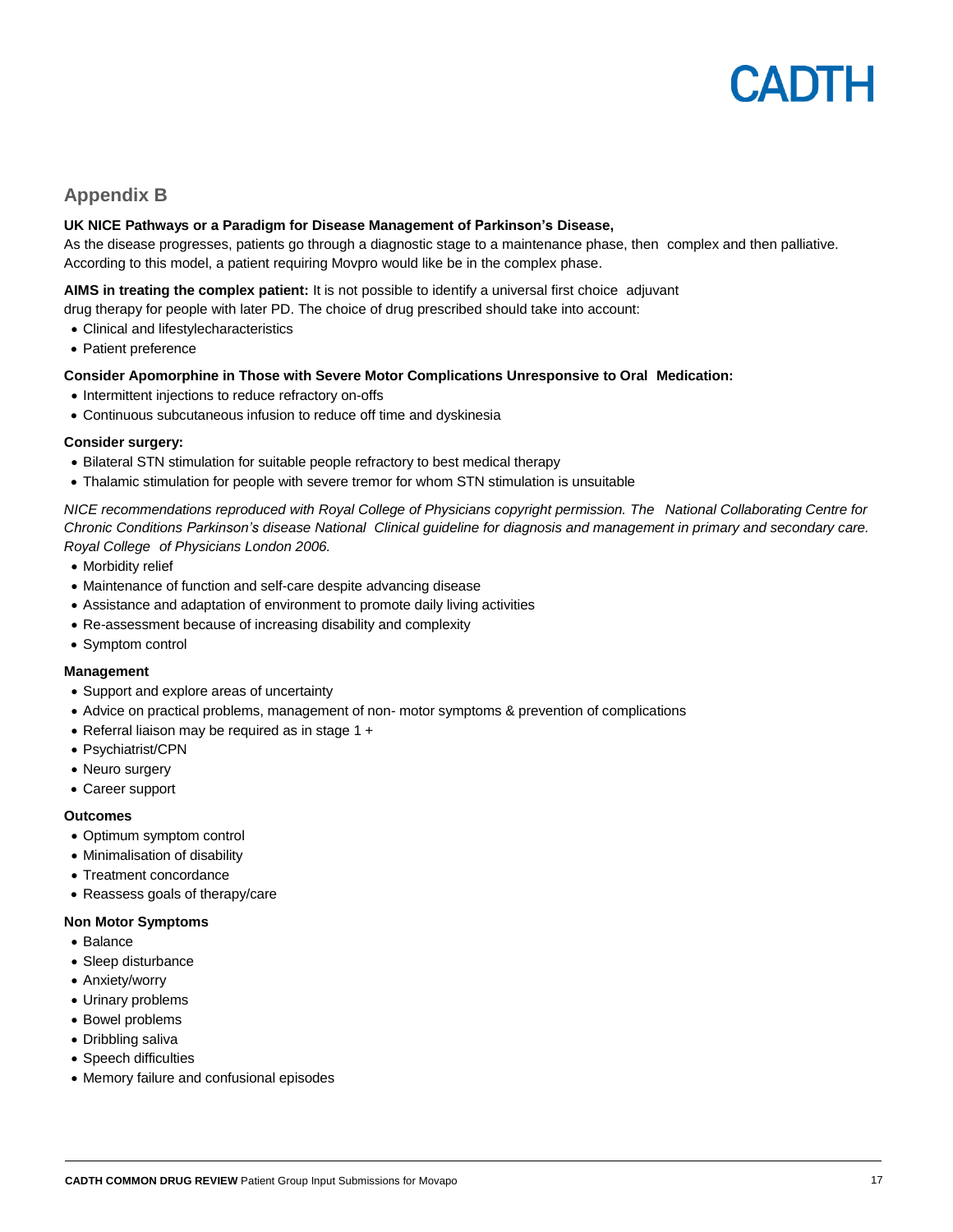## Appendix B

**UK NICE Pathways or a Paradigm for Disease Management of Parkinson's Disease,**

As the disease progresses, patients go through a diagnostic stage to a maintenance phase, then complex and then palliative. According to this model, a patient requiring Movpro would like be in the complex phase.

**AIMS in treating the complex patient:** It is not possible to identify a universal first choice adjuvant drug therapy for people with later PD. The choice of drug prescribed should take into account:

- Clinical and lifestylecharacteristics
- Patient preference

**Consider Apomorphine in Those with Severe Motor Complications Unresponsive to Oral Medication:**

- Intermittent injections to reduce refractory on-offs
- Continuous subcutaneous infusion to reduce off time and dyskinesia

**Consider surgery:**

- Bilateral STN stimulation for suitable people refractory to best medical therapy
- Thalamic stimulation for people with severe tremor for whom STN stimulation is unsuitable

*NICE recommendations reproduced with Royal College of Physicians copyright permission. The National Collaborating Centre for Chronic Conditions Parkinson's disease National Clinical guideline for diagnosis and management in primary and secondary care. Royal College of Physicians London 2006.*

- Morbidity relief
- Maintenance of function and self-care despite advancing disease
- Assistance and adaptation of environment to promote daily living activities
- Re-assessment because of increasing disability and complexity
- Symptom control

**Management**

- Support and explore areas of uncertainty
- Advice on practical problems, management of non- motor symptoms & prevention of complications
- Referral liaison may be required as in stage 1 +
- Psychiatrist/CPN
- Neuro surgery
- Career support

**Outcomes**

- Optimum symptom control
- Minimalisation of disability
- Treatment concordance
- Reassess goals of therapy/care

**Non Motor Symptoms**

- Balance
- Sleep disturbance
- Anxiety/worry
- Urinary problems
- Bowel problems
- Dribbling saliva
- Speech difficulties
- Memory failure and confusional episodes